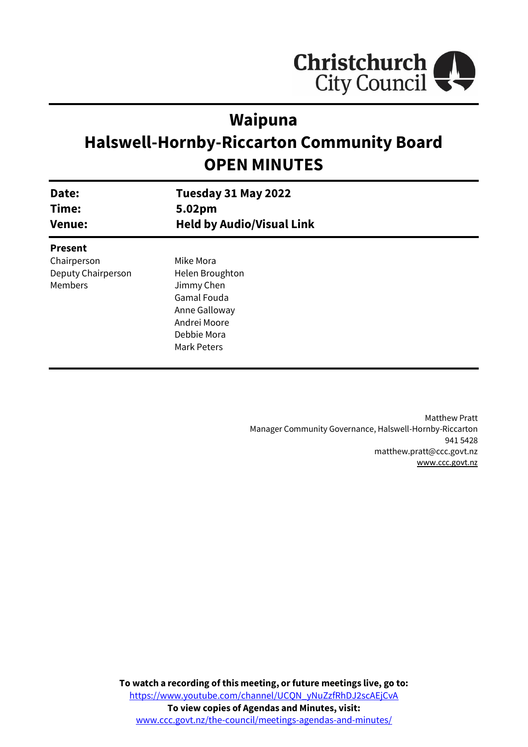Christchurch City Council

# Waipuna
# Halswell-Hornby-Riccarton Community Board
# OPEN MINUTES

| | |
|---|---|
| **Date:** | **Tuesday 31 May 2022** |
| **Time:** | **5.02pm** |
| **Venue:** | **Held by Audio/Visual Link** |

**Present**

| | |
|---|---|
| Chairperson | Mike Mora |
| Deputy Chairperson | Helen Broughton |
| Members | Jimmy Chen |
| | Gamal Fouda |
| | Anne Galloway |
| | Andrei Moore |
| | Debbie Mora |
| | Mark Peters |

Matthew Pratt
Manager Community Governance, Halswell-Hornby-Riccarton
941 5428
matthew.pratt@ccc.govt.nz
www.ccc.govt.nz

**To watch a recording of this meeting, or future meetings live, go to:**
https://www.youtube.com/channel/UCQN_yNuZzfRhDJ2scAEjCvA
**To view copies of Agendas and Minutes, visit:**
www.ccc.govt.nz/the-council/meetings-agendas-and-minutes/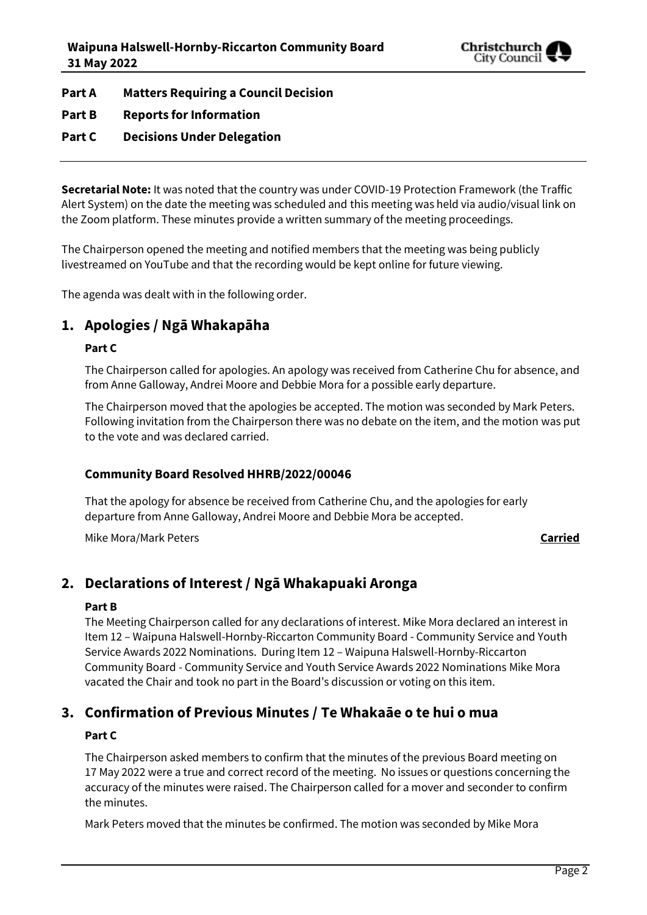**Part A  Matters Requiring a Council Decision**

**Part B  Reports for Information**

**Part C  Decisions Under Delegation**

---

**Secretarial Note:** It was noted that the country was under COVID-19 Protection Framework (the Traffic Alert System) on the date the meeting was scheduled and this meeting was held via audio/visual link on the Zoom platform. These minutes provide a written summary of the meeting proceedings.

The Chairperson opened the meeting and notified members that the meeting was being publicly livestreamed on YouTube and that the recording would be kept online for future viewing.

The agenda was dealt with in the following order.

## 1. Apologies / Ngā Whakapāha

**Part C**

The Chairperson called for apologies. An apology was received from Catherine Chu for absence, and from Anne Galloway, Andrei Moore and Debbie Mora for a possible early departure.

The Chairperson moved that the apologies be accepted. The motion was seconded by Mark Peters. Following invitation from the Chairperson there was no debate on the item, and the motion was put to the vote and was declared carried.

**Community Board Resolved HHRB/2022/00046**

That the apology for absence be received from Catherine Chu, and the apologies for early departure from Anne Galloway, Andrei Moore and Debbie Mora be accepted.

Mike Mora/Mark Peters **Carried**

## 2. Declarations of Interest / Ngā Whakapuaki Aronga

**Part B**

The Meeting Chairperson called for any declarations of interest. Mike Mora declared an interest in Item 12 – Waipuna Halswell-Hornby-Riccarton Community Board - Community Service and Youth Service Awards 2022 Nominations. During Item 12 – Waipuna Halswell-Hornby-Riccarton Community Board - Community Service and Youth Service Awards 2022 Nominations Mike Mora vacated the Chair and took no part in the Board's discussion or voting on this item.

## 3. Confirmation of Previous Minutes / Te Whakaāe o te hui o mua

**Part C**

The Chairperson asked members to confirm that the minutes of the previous Board meeting on 17 May 2022 were a true and correct record of the meeting. No issues or questions concerning the accuracy of the minutes were raised. The Chairperson called for a mover and seconder to confirm the minutes.

Mark Peters moved that the minutes be confirmed. The motion was seconded by Mike Mora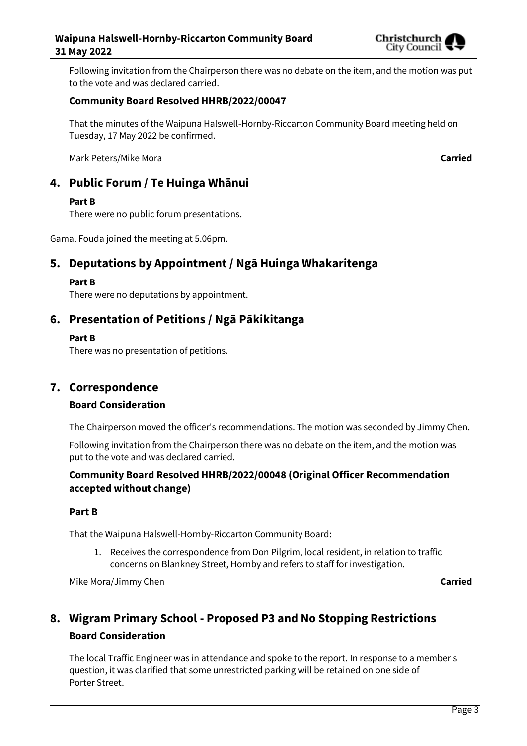Following invitation from the Chairperson there was no debate on the item, and the motion was put to the vote and was declared carried.

**Community Board Resolved HHRB/2022/00047**

That the minutes of the Waipuna Halswell-Hornby-Riccarton Community Board meeting held on Tuesday, 17 May 2022 be confirmed.

Mark Peters/Mike Mora **Carried**

## 4. Public Forum / Te Huinga Whānui

**Part B**

There were no public forum presentations.

Gamal Fouda joined the meeting at 5.06pm.

## 5. Deputations by Appointment / Ngā Huinga Whakaritenga

**Part B**

There were no deputations by appointment.

## 6. Presentation of Petitions / Ngā Pākikitanga

**Part B**

There was no presentation of petitions.

## 7. Correspondence

### Board Consideration

The Chairperson moved the officer's recommendations. The motion was seconded by Jimmy Chen.

Following invitation from the Chairperson there was no debate on the item, and the motion was put to the vote and was declared carried.

**Community Board Resolved HHRB/2022/00048 (Original Officer Recommendation accepted without change)**

**Part B**

That the Waipuna Halswell-Hornby-Riccarton Community Board:

1. Receives the correspondence from Don Pilgrim, local resident, in relation to traffic concerns on Blankney Street, Hornby and refers to staff for investigation.

Mike Mora/Jimmy Chen **Carried**

## 8. Wigram Primary School - Proposed P3 and No Stopping Restrictions

### Board Consideration

The local Traffic Engineer was in attendance and spoke to the report. In response to a member's question, it was clarified that some unrestricted parking will be retained on one side of Porter Street.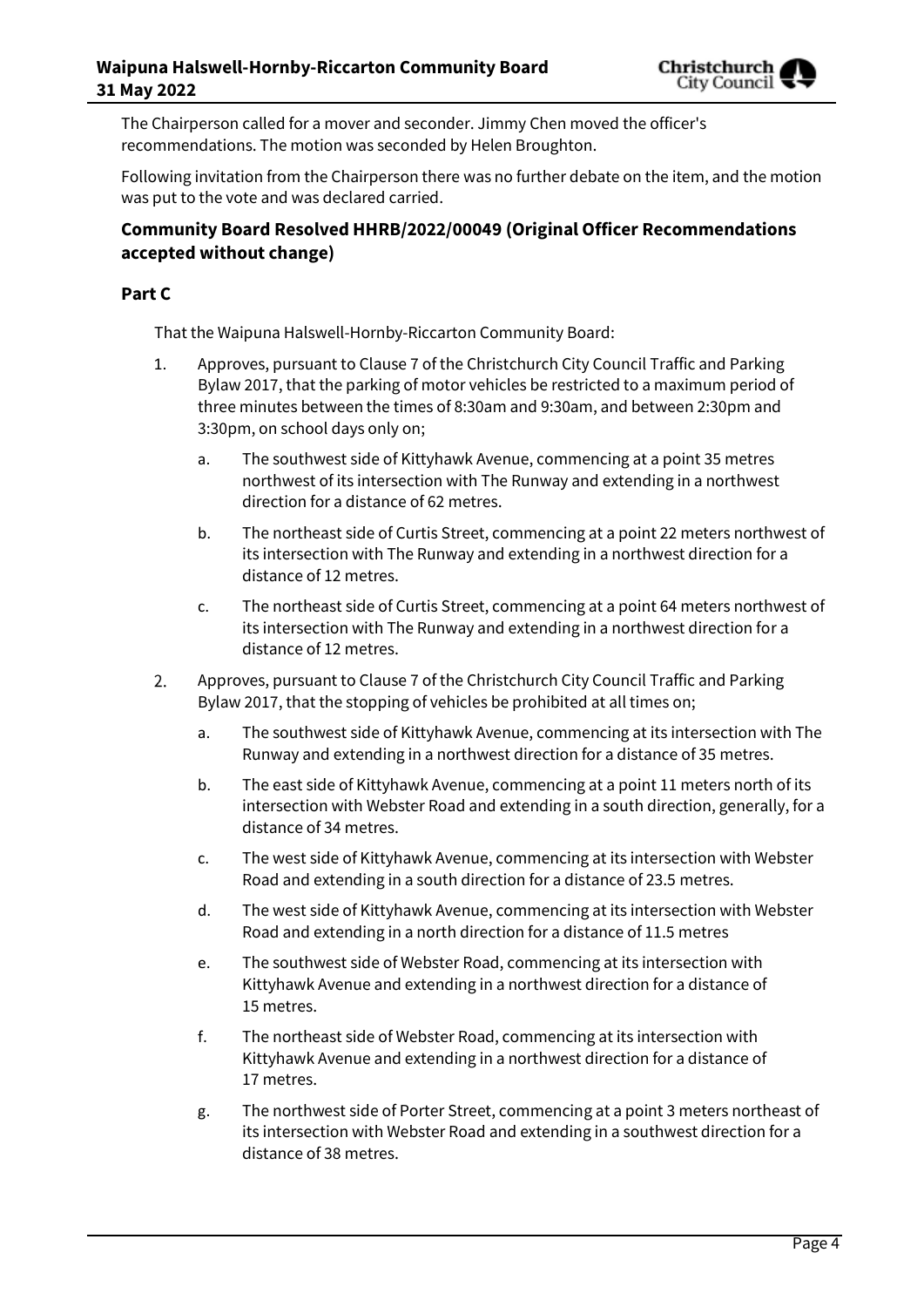The Chairperson called for a mover and seconder. Jimmy Chen moved the officer's recommendations. The motion was seconded by Helen Broughton.

Following invitation from the Chairperson there was no further debate on the item, and the motion was put to the vote and was declared carried.

### Community Board Resolved HHRB/2022/00049 (Original Officer Recommendations accepted without change)

### Part C

That the Waipuna Halswell-Hornby-Riccarton Community Board:

1. Approves, pursuant to Clause 7 of the Christchurch City Council Traffic and Parking Bylaw 2017, that the parking of motor vehicles be restricted to a maximum period of three minutes between the times of 8:30am and 9:30am, and between 2:30pm and 3:30pm, on school days only on;
   a. The southwest side of Kittyhawk Avenue, commencing at a point 35 metres northwest of its intersection with The Runway and extending in a northwest direction for a distance of 62 metres.
   b. The northeast side of Curtis Street, commencing at a point 22 meters northwest of its intersection with The Runway and extending in a northwest direction for a distance of 12 metres.
   c. The northeast side of Curtis Street, commencing at a point 64 meters northwest of its intersection with The Runway and extending in a northwest direction for a distance of 12 metres.
2. Approves, pursuant to Clause 7 of the Christchurch City Council Traffic and Parking Bylaw 2017, that the stopping of vehicles be prohibited at all times on;
   a. The southwest side of Kittyhawk Avenue, commencing at its intersection with The Runway and extending in a northwest direction for a distance of 35 metres.
   b. The east side of Kittyhawk Avenue, commencing at a point 11 meters north of its intersection with Webster Road and extending in a south direction, generally, for a distance of 34 metres.
   c. The west side of Kittyhawk Avenue, commencing at its intersection with Webster Road and extending in a south direction for a distance of 23.5 metres.
   d. The west side of Kittyhawk Avenue, commencing at its intersection with Webster Road and extending in a north direction for a distance of 11.5 metres
   e. The southwest side of Webster Road, commencing at its intersection with Kittyhawk Avenue and extending in a northwest direction for a distance of 15 metres.
   f. The northeast side of Webster Road, commencing at its intersection with Kittyhawk Avenue and extending in a northwest direction for a distance of 17 metres.
   g. The northwest side of Porter Street, commencing at a point 3 meters northeast of its intersection with Webster Road and extending in a southwest direction for a distance of 38 metres.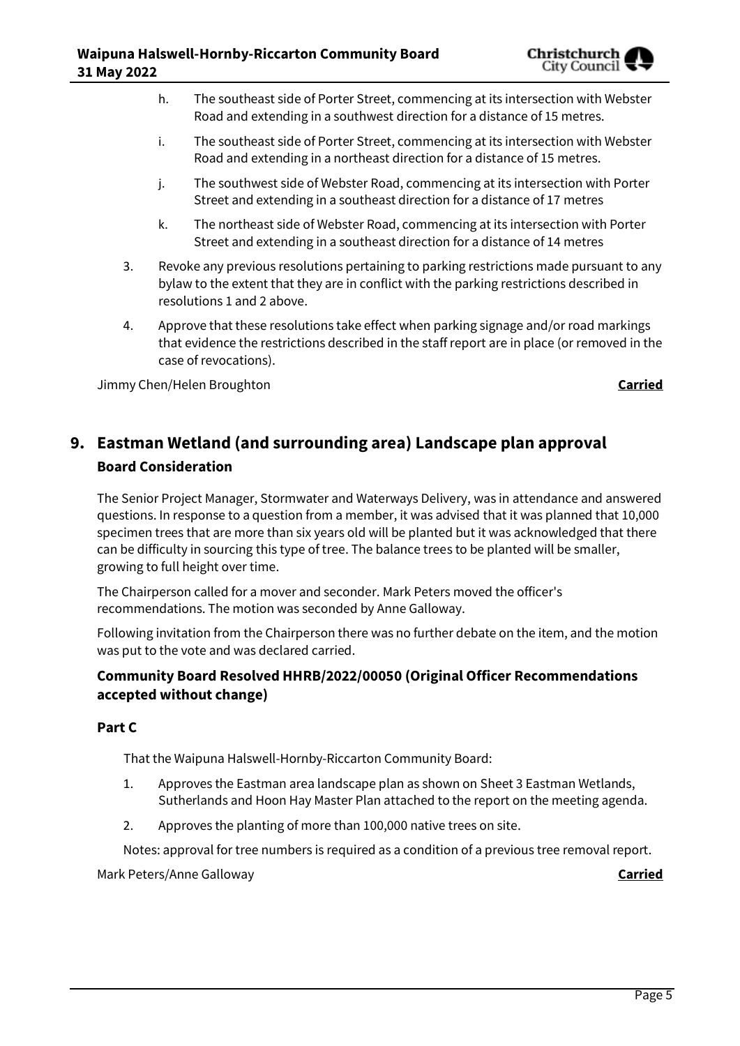h. The southeast side of Porter Street, commencing at its intersection with Webster Road and extending in a southwest direction for a distance of 15 metres.

i. The southeast side of Porter Street, commencing at its intersection with Webster Road and extending in a northeast direction for a distance of 15 metres.

j. The southwest side of Webster Road, commencing at its intersection with Porter Street and extending in a southeast direction for a distance of 17 metres

k. The northeast side of Webster Road, commencing at its intersection with Porter Street and extending in a southeast direction for a distance of 14 metres

3. Revoke any previous resolutions pertaining to parking restrictions made pursuant to any bylaw to the extent that they are in conflict with the parking restrictions described in resolutions 1 and 2 above.

4. Approve that these resolutions take effect when parking signage and/or road markings that evidence the restrictions described in the staff report are in place (or removed in the case of revocations).

Jimmy Chen/Helen Broughton **Carried**

## 9. Eastman Wetland (and surrounding area) Landscape plan approval

### Board Consideration

The Senior Project Manager, Stormwater and Waterways Delivery, was in attendance and answered questions. In response to a question from a member, it was advised that it was planned that 10,000 specimen trees that are more than six years old will be planted but it was acknowledged that there can be difficulty in sourcing this type of tree. The balance trees to be planted will be smaller, growing to full height over time.

The Chairperson called for a mover and seconder. Mark Peters moved the officer's recommendations. The motion was seconded by Anne Galloway.

Following invitation from the Chairperson there was no further debate on the item, and the motion was put to the vote and was declared carried.

### Community Board Resolved HHRB/2022/00050 (Original Officer Recommendations accepted without change)

### Part C

That the Waipuna Halswell-Hornby-Riccarton Community Board:

1. Approves the Eastman area landscape plan as shown on Sheet 3 Eastman Wetlands, Sutherlands and Hoon Hay Master Plan attached to the report on the meeting agenda.

2. Approves the planting of more than 100,000 native trees on site.

Notes: approval for tree numbers is required as a condition of a previous tree removal report.

Mark Peters/Anne Galloway **Carried**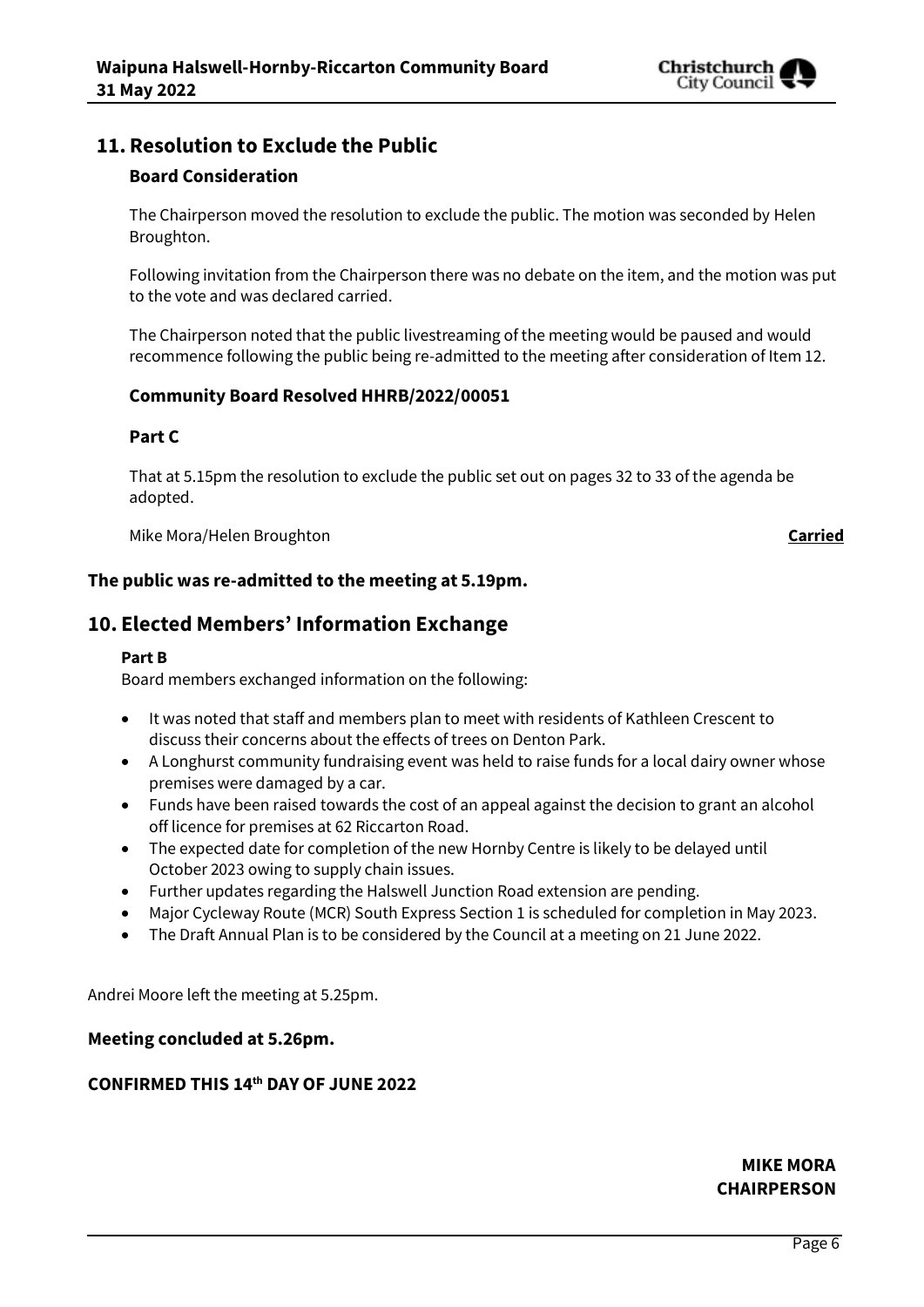## 11. Resolution to Exclude the Public

### Board Consideration

The Chairperson moved the resolution to exclude the public. The motion was seconded by Helen Broughton.

Following invitation from the Chairperson there was no debate on the item, and the motion was put to the vote and was declared carried.

The Chairperson noted that the public livestreaming of the meeting would be paused and would recommence following the public being re-admitted to the meeting after consideration of Item 12.

### Community Board Resolved HHRB/2022/00051

**Part C**

That at 5.15pm the resolution to exclude the public set out on pages 32 to 33 of the agenda be adopted.

Mike Mora/Helen Broughton **Carried**

**The public was re-admitted to the meeting at 5.19pm.**

## 10. Elected Members' Information Exchange

**Part B**

Board members exchanged information on the following:

- It was noted that staff and members plan to meet with residents of Kathleen Crescent to discuss their concerns about the effects of trees on Denton Park.
- A Longhurst community fundraising event was held to raise funds for a local dairy owner whose premises were damaged by a car.
- Funds have been raised towards the cost of an appeal against the decision to grant an alcohol off licence for premises at 62 Riccarton Road.
- The expected date for completion of the new Hornby Centre is likely to be delayed until October 2023 owing to supply chain issues.
- Further updates regarding the Halswell Junction Road extension are pending.
- Major Cycleway Route (MCR) South Express Section 1 is scheduled for completion in May 2023.
- The Draft Annual Plan is to be considered by the Council at a meeting on 21 June 2022.

Andrei Moore left the meeting at 5.25pm.

**Meeting concluded at 5.26pm.**

**CONFIRMED THIS 14th DAY OF JUNE 2022**

**MIKE MORA**
**CHAIRPERSON**